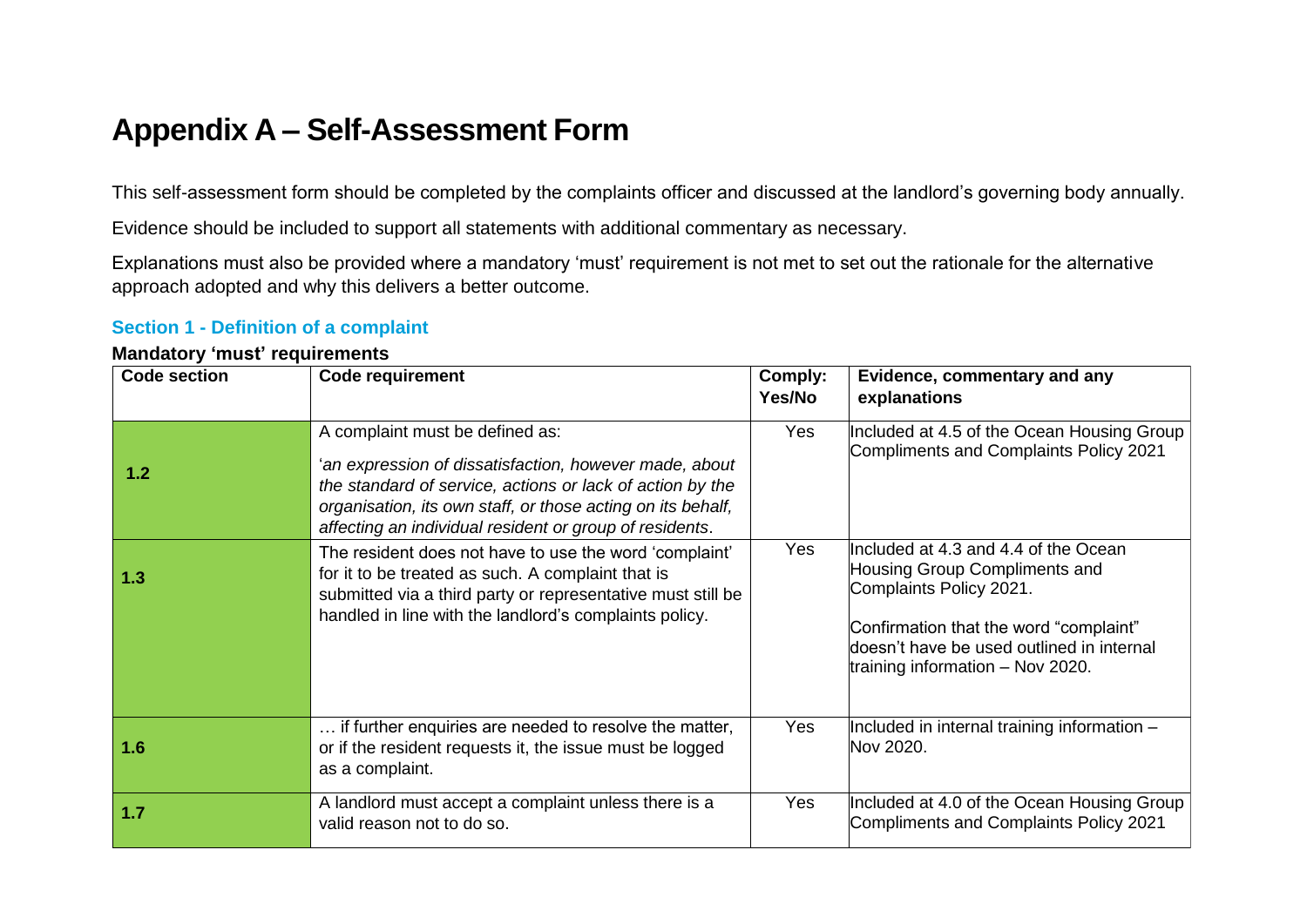# Appendix A – Self-Assessment Form

This self-assessment form should be completed by the complaints officer and discussed at the landlord's governing body annually.

Evidence should be included to support all statements with additional commentary as necessary.

Explanations must also be provided where a mandatory 'must' requirement is not met to set out the rationale for the alternative approach adopted and why this delivers a better outcome.

## Section 1 - Definition of a complaint

**Mandatory 'must' requirements**

| Code section | Code requirement | Comply: Yes/No | Evidence, commentary and any explanations |
|---|---|---|---|
| 1.2 | A complaint must be defined as: '*an expression of dissatisfaction, however made, about the standard of service, actions or lack of action by the organisation, its own staff, or those acting on its behalf, affecting an individual resident or group of residents*. | Yes | Included at 4.5 of the Ocean Housing Group Compliments and Complaints Policy 2021 |
| 1.3 | The resident does not have to use the word 'complaint' for it to be treated as such. A complaint that is submitted via a third party or representative must still be handled in line with the landlord's complaints policy. | Yes | Included at 4.3 and 4.4 of the Ocean Housing Group Compliments and Complaints Policy 2021. Confirmation that the word "complaint" doesn't have be used outlined in internal training information – Nov 2020. |
| 1.6 | … if further enquiries are needed to resolve the matter, or if the resident requests it, the issue must be logged as a complaint. | Yes | Included in internal training information – Nov 2020. |
| 1.7 | A landlord must accept a complaint unless there is a valid reason not to do so. | Yes | Included at 4.0 of the Ocean Housing Group Compliments and Complaints Policy 2021 |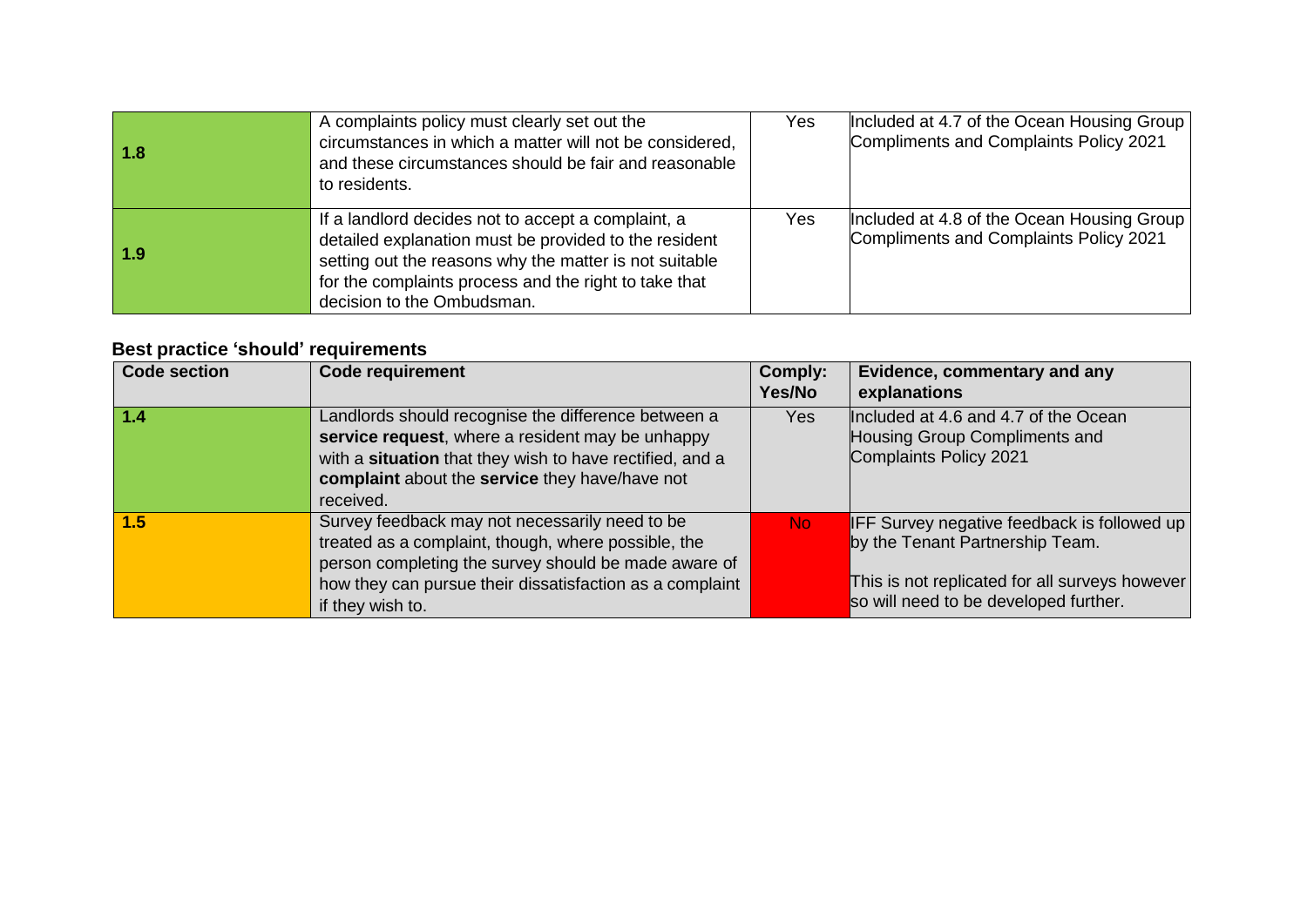| | | | |
|---|---|---|---|
| **1.8** | A complaints policy must clearly set out the circumstances in which a matter will not be considered, and these circumstances should be fair and reasonable to residents. | Yes | Included at 4.7 of the Ocean Housing Group Compliments and Complaints Policy 2021 |
| **1.9** | If a landlord decides not to accept a complaint, a detailed explanation must be provided to the resident setting out the reasons why the matter is not suitable for the complaints process and the right to take that decision to the Ombudsman. | Yes | Included at 4.8 of the Ocean Housing Group Compliments and Complaints Policy 2021 |

## Best practice 'should' requirements

| Code section | Code requirement | Comply: Yes/No | Evidence, commentary and any explanations |
|---|---|---|---|
| **1.4** | Landlords should recognise the difference between a **service request**, where a resident may be unhappy with a **situation** that they wish to have rectified, and a **complaint** about the **service** they have/have not received. | Yes | Included at 4.6 and 4.7 of the Ocean Housing Group Compliments and Complaints Policy 2021 |
| **1.5** | Survey feedback may not necessarily need to be treated as a complaint, though, where possible, the person completing the survey should be made aware of how they can pursue their dissatisfaction as a complaint if they wish to. | No | IFF Survey negative feedback is followed up by the Tenant Partnership Team.<br><br>This is not replicated for all surveys however so will need to be developed further. |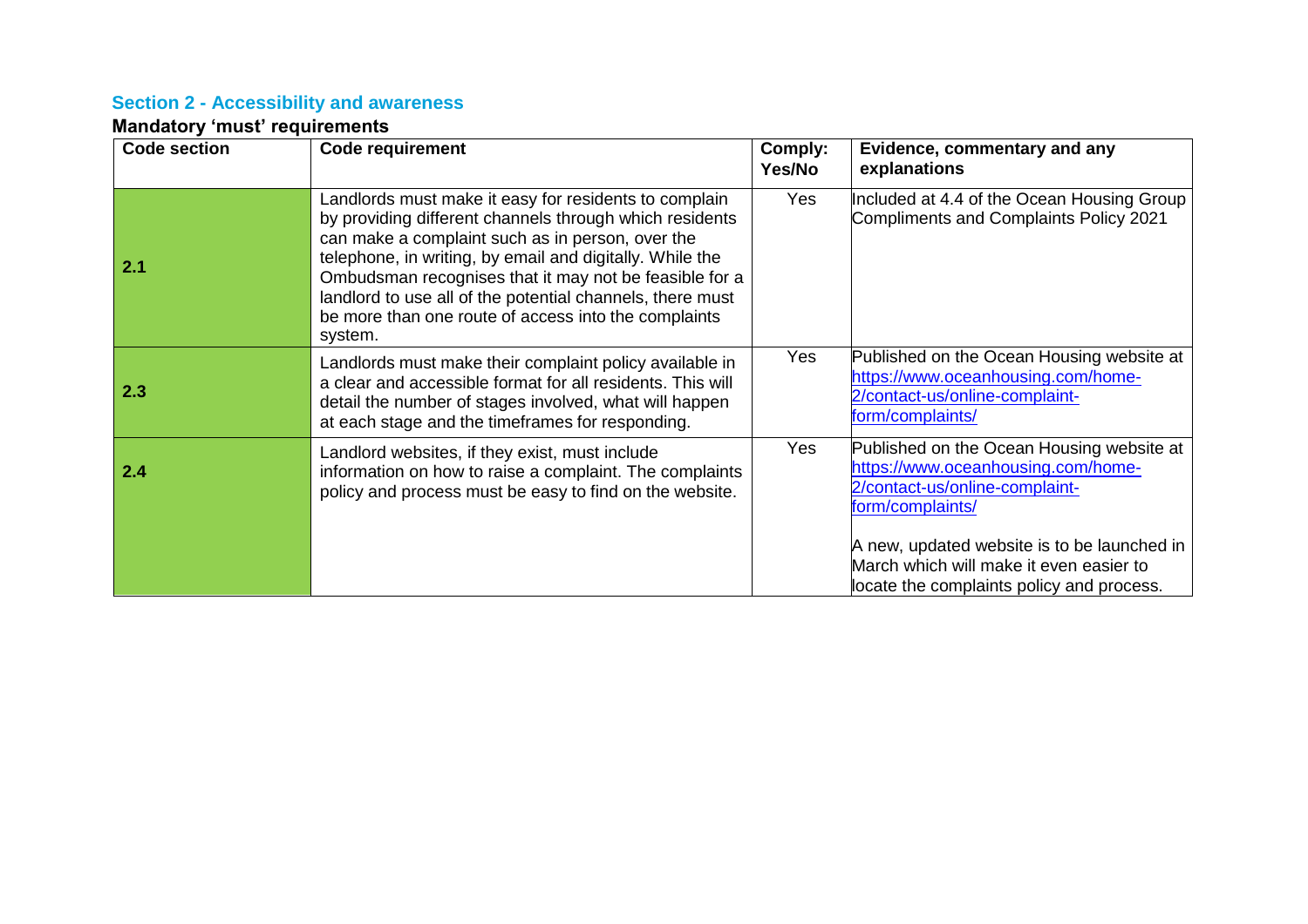## Section 2 - Accessibility and awareness

### Mandatory 'must' requirements

| Code section | Code requirement | Comply: Yes/No | Evidence, commentary and any explanations |
|---|---|---|---|
| **2.1** | Landlords must make it easy for residents to complain by providing different channels through which residents can make a complaint such as in person, over the telephone, in writing, by email and digitally. While the Ombudsman recognises that it may not be feasible for a landlord to use all of the potential channels, there must be more than one route of access into the complaints system. | Yes | Included at 4.4 of the Ocean Housing Group Compliments and Complaints Policy 2021 |
| **2.3** | Landlords must make their complaint policy available in a clear and accessible format for all residents. This will detail the number of stages involved, what will happen at each stage and the timeframes for responding. | Yes | Published on the Ocean Housing website at https://www.oceanhousing.com/home-2/contact-us/online-complaint-form/complaints/ |
| **2.4** | Landlord websites, if they exist, must include information on how to raise a complaint. The complaints policy and process must be easy to find on the website. | Yes | Published on the Ocean Housing website at https://www.oceanhousing.com/home-2/contact-us/online-complaint-form/complaints/ <br><br> A new, updated website is to be launched in March which will make it even easier to locate the complaints policy and process. |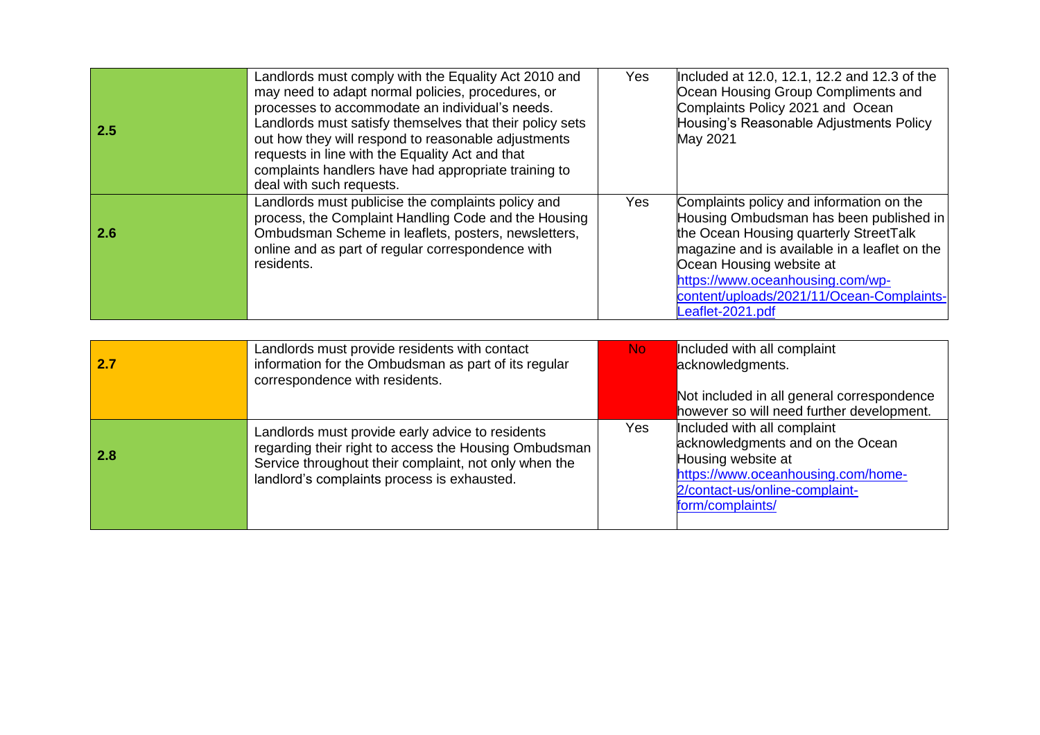| | | | |
|---|---|---|---|
| **2.5** | Landlords must comply with the Equality Act 2010 and may need to adapt normal policies, procedures, or processes to accommodate an individual's needs. Landlords must satisfy themselves that their policy sets out how they will respond to reasonable adjustments requests in line with the Equality Act and that complaints handlers have had appropriate training to deal with such requests. | Yes | Included at 12.0, 12.1, 12.2 and 12.3 of the Ocean Housing Group Compliments and Complaints Policy 2021 and Ocean Housing's Reasonable Adjustments Policy May 2021 |
| **2.6** | Landlords must publicise the complaints policy and process, the Complaint Handling Code and the Housing Ombudsman Scheme in leaflets, posters, newsletters, online and as part of regular correspondence with residents. | Yes | Complaints policy and information on the Housing Ombudsman has been published in the Ocean Housing quarterly StreetTalk magazine and is available in a leaflet on the Ocean Housing website at https://www.oceanhousing.com/wp-content/uploads/2021/11/Ocean-Complaints-Leaflet-2021.pdf |

| | | | |
|---|---|---|---|
| **2.7** | Landlords must provide residents with contact information for the Ombudsman as part of its regular correspondence with residents. | No | Included with all complaint acknowledgments.<br><br>Not included in all general correspondence however so will need further development. |
| **2.8** | Landlords must provide early advice to residents regarding their right to access the Housing Ombudsman Service throughout their complaint, not only when the landlord's complaints process is exhausted. | Yes | Included with all complaint acknowledgments and on the Ocean Housing website at https://www.oceanhousing.com/home-2/contact-us/online-complaint-form/complaints/ |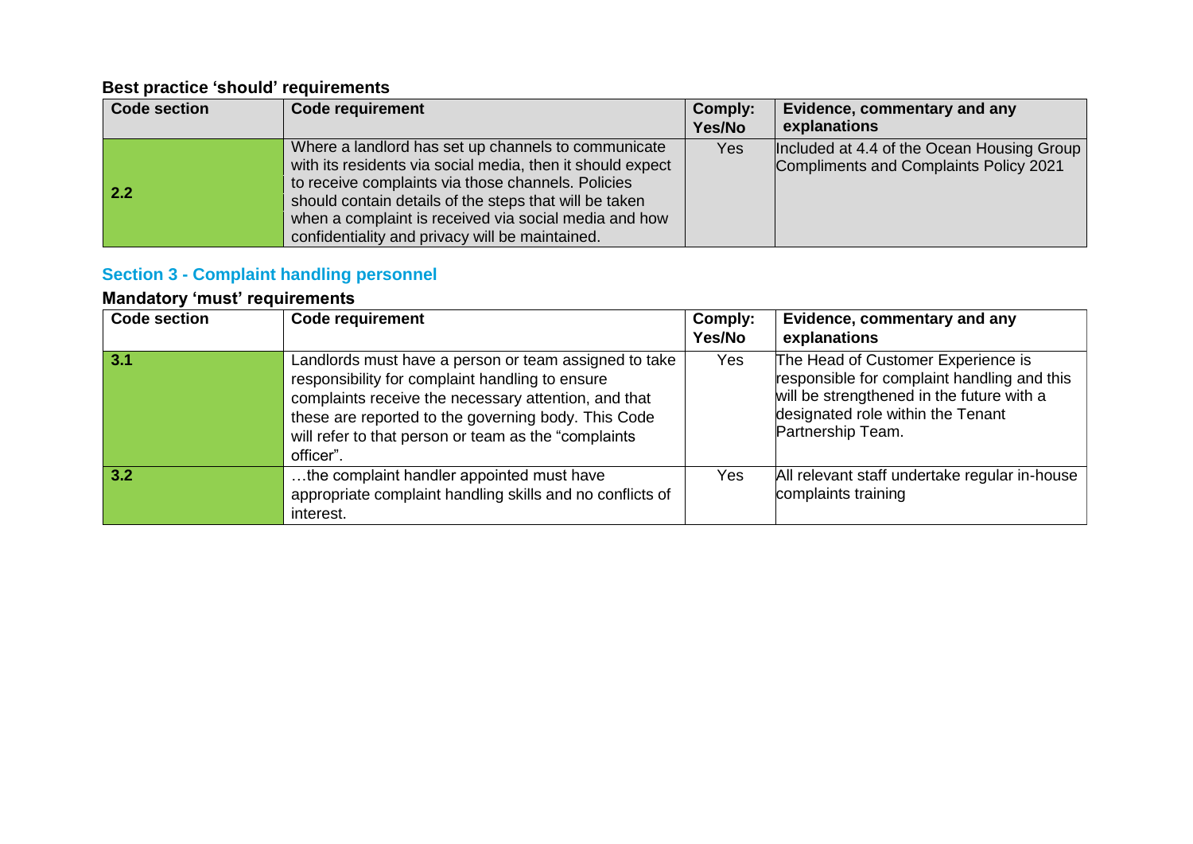### Best practice 'should' requirements

| Code section | Code requirement | Comply: Yes/No | Evidence, commentary and any explanations |
|---|---|---|---|
| 2.2 | Where a landlord has set up channels to communicate with its residents via social media, then it should expect to receive complaints via those channels. Policies should contain details of the steps that will be taken when a complaint is received via social media and how confidentiality and privacy will be maintained. | Yes | Included at 4.4 of the Ocean Housing Group Compliments and Complaints Policy 2021 |

## Section 3 - Complaint handling personnel

### Mandatory 'must' requirements

| Code section | Code requirement | Comply: Yes/No | Evidence, commentary and any explanations |
|---|---|---|---|
| 3.1 | Landlords must have a person or team assigned to take responsibility for complaint handling to ensure complaints receive the necessary attention, and that these are reported to the governing body. This Code will refer to that person or team as the "complaints officer". | Yes | The Head of Customer Experience is responsible for complaint handling and this will be strengthened in the future with a designated role within the Tenant Partnership Team. |
| 3.2 | …the complaint handler appointed must have appropriate complaint handling skills and no conflicts of interest. | Yes | All relevant staff undertake regular in-house complaints training |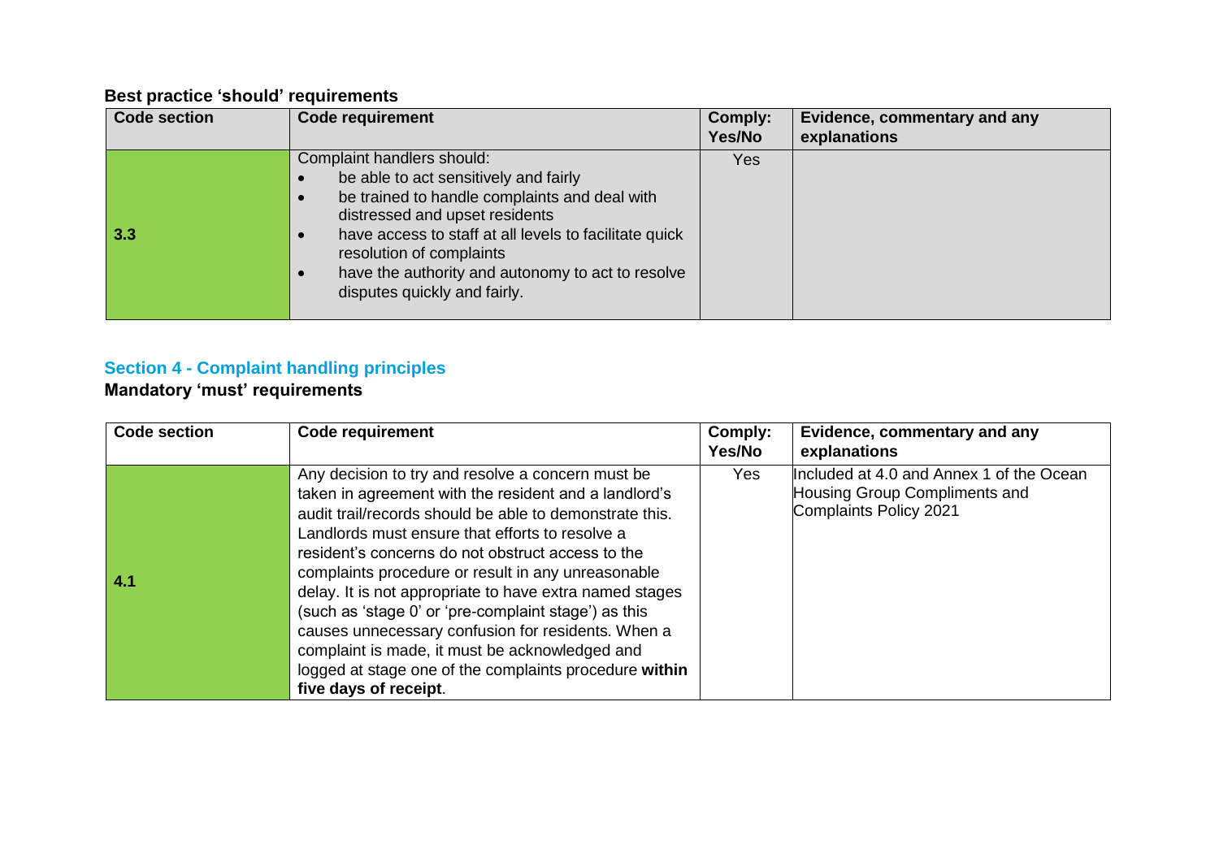**Best practice 'should' requirements**

| Code section | Code requirement | Comply: Yes/No | Evidence, commentary and any explanations |
|---|---|---|---|
| **3.3** | Complaint handlers should:<br>• be able to act sensitively and fairly<br>• be trained to handle complaints and deal with distressed and upset residents<br>• have access to staff at all levels to facilitate quick resolution of complaints<br>• have the authority and autonomy to act to resolve disputes quickly and fairly. | Yes | |

## Section 4 - Complaint handling principles

**Mandatory 'must' requirements**

| Code section | Code requirement | Comply: Yes/No | Evidence, commentary and any explanations |
|---|---|---|---|
| **4.1** | Any decision to try and resolve a concern must be taken in agreement with the resident and a landlord's audit trail/records should be able to demonstrate this. Landlords must ensure that efforts to resolve a resident's concerns do not obstruct access to the complaints procedure or result in any unreasonable delay. It is not appropriate to have extra named stages (such as 'stage 0' or 'pre-complaint stage') as this causes unnecessary confusion for residents. When a complaint is made, it must be acknowledged and logged at stage one of the complaints procedure **within five days of receipt**. | Yes | Included at 4.0 and Annex 1 of the Ocean Housing Group Compliments and Complaints Policy 2021 |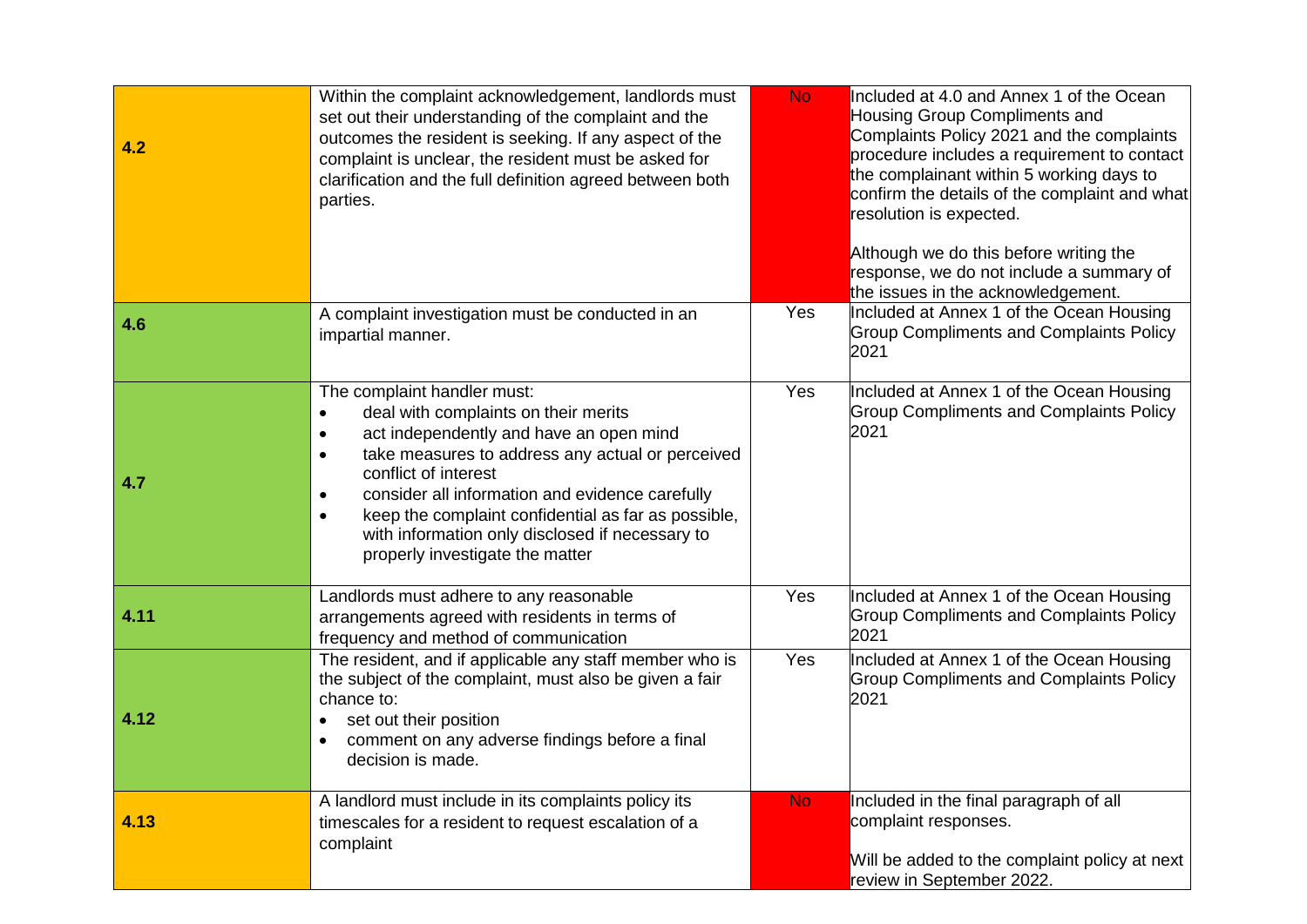| | | | |
|---|---|---|---|
| **4.2** | Within the complaint acknowledgement, landlords must set out their understanding of the complaint and the outcomes the resident is seeking. If any aspect of the complaint is unclear, the resident must be asked for clarification and the full definition agreed between both parties. | No | Included at 4.0 and Annex 1 of the Ocean Housing Group Compliments and Complaints Policy 2021 and the complaints procedure includes a requirement to contact the complainant within 5 working days to confirm the details of the complaint and what resolution is expected.<br><br>Although we do this before writing the response, we do not include a summary of the issues in the acknowledgement. |
| **4.6** | A complaint investigation must be conducted in an impartial manner. | Yes | Included at Annex 1 of the Ocean Housing Group Compliments and Complaints Policy 2021 |
| **4.7** | The complaint handler must:<br>• deal with complaints on their merits<br>• act independently and have an open mind<br>• take measures to address any actual or perceived conflict of interest<br>• consider all information and evidence carefully<br>• keep the complaint confidential as far as possible, with information only disclosed if necessary to properly investigate the matter | Yes | Included at Annex 1 of the Ocean Housing Group Compliments and Complaints Policy 2021 |
| **4.11** | Landlords must adhere to any reasonable arrangements agreed with residents in terms of frequency and method of communication | Yes | Included at Annex 1 of the Ocean Housing Group Compliments and Complaints Policy 2021 |
| **4.12** | The resident, and if applicable any staff member who is the subject of the complaint, must also be given a fair chance to:<br>• set out their position<br>• comment on any adverse findings before a final decision is made. | Yes | Included at Annex 1 of the Ocean Housing Group Compliments and Complaints Policy 2021 |
| **4.13** | A landlord must include in its complaints policy its timescales for a resident to request escalation of a complaint | No | Included in the final paragraph of all complaint responses.<br><br>Will be added to the complaint policy at next review in September 2022. |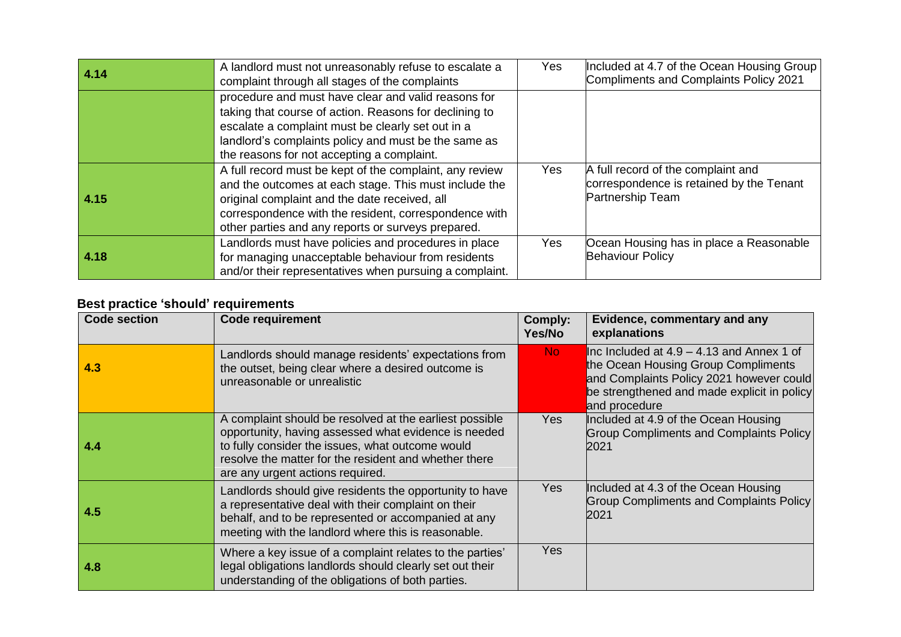| | | | |
|---|---|---|---|
| 4.14 | A landlord must not unreasonably refuse to escalate a complaint through all stages of the complaints procedure and must have clear and valid reasons for taking that course of action. Reasons for declining to escalate a complaint must be clearly set out in a landlord's complaints policy and must be the same as the reasons for not accepting a complaint. | Yes | Included at 4.7 of the Ocean Housing Group Compliments and Complaints Policy 2021 |
| 4.15 | A full record must be kept of the complaint, any review and the outcomes at each stage. This must include the original complaint and the date received, all correspondence with the resident, correspondence with other parties and any reports or surveys prepared. | Yes | A full record of the complaint and correspondence is retained by the Tenant Partnership Team |
| 4.18 | Landlords must have policies and procedures in place for managing unacceptable behaviour from residents and/or their representatives when pursuing a complaint. | Yes | Ocean Housing has in place a Reasonable Behaviour Policy |

**Best practice 'should' requirements**

| Code section | Code requirement | Comply: Yes/No | Evidence, commentary and any explanations |
|---|---|---|---|
| 4.3 | Landlords should manage residents' expectations from the outset, being clear where a desired outcome is unreasonable or unrealistic | No | Inc Included at 4.9 – 4.13 and Annex 1 of the Ocean Housing Group Compliments and Complaints Policy 2021 however could be strengthened and made explicit in policy and procedure |
| 4.4 | A complaint should be resolved at the earliest possible opportunity, having assessed what evidence is needed to fully consider the issues, what outcome would resolve the matter for the resident and whether there are any urgent actions required. | Yes | Included at 4.9 of the Ocean Housing Group Compliments and Complaints Policy 2021 |
| 4.5 | Landlords should give residents the opportunity to have a representative deal with their complaint on their behalf, and to be represented or accompanied at any meeting with the landlord where this is reasonable. | Yes | Included at 4.3 of the Ocean Housing Group Compliments and Complaints Policy 2021 |
| 4.8 | Where a key issue of a complaint relates to the parties' legal obligations landlords should clearly set out their understanding of the obligations of both parties. | Yes | |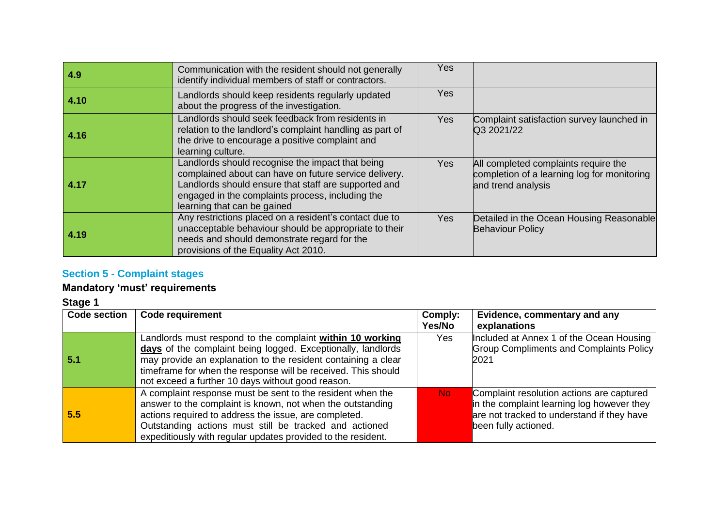| | | | |
|---|---|---|---|
| 4.9 | Communication with the resident should not generally identify individual members of staff or contractors. | Yes | |
| 4.10 | Landlords should keep residents regularly updated about the progress of the investigation. | Yes | |
| 4.16 | Landlords should seek feedback from residents in relation to the landlord's complaint handling as part of the drive to encourage a positive complaint and learning culture. | Yes | Complaint satisfaction survey launched in Q3 2021/22 |
| 4.17 | Landlords should recognise the impact that being complained about can have on future service delivery. Landlords should ensure that staff are supported and engaged in the complaints process, including the learning that can be gained | Yes | All completed complaints require the completion of a learning log for monitoring and trend analysis |
| 4.19 | Any restrictions placed on a resident's contact due to unacceptable behaviour should be appropriate to their needs and should demonstrate regard for the provisions of the Equality Act 2010. | Yes | Detailed in the Ocean Housing Reasonable Behaviour Policy |

## Section 5 - Complaint stages

### Mandatory 'must' requirements

### Stage 1

| Code section | Code requirement | Comply: Yes/No | Evidence, commentary and any explanations |
|---|---|---|---|
| 5.1 | Landlords must respond to the complaint **within 10 working days** of the complaint being logged. Exceptionally, landlords may provide an explanation to the resident containing a clear timeframe for when the response will be received. This should not exceed a further 10 days without good reason. | Yes | Included at Annex 1 of the Ocean Housing Group Compliments and Complaints Policy 2021 |
| 5.5 | A complaint response must be sent to the resident when the answer to the complaint is known, not when the outstanding actions required to address the issue, are completed. Outstanding actions must still be tracked and actioned expeditiously with regular updates provided to the resident. | No | Complaint resolution actions are captured in the complaint learning log however they are not tracked to understand if they have been fully actioned. |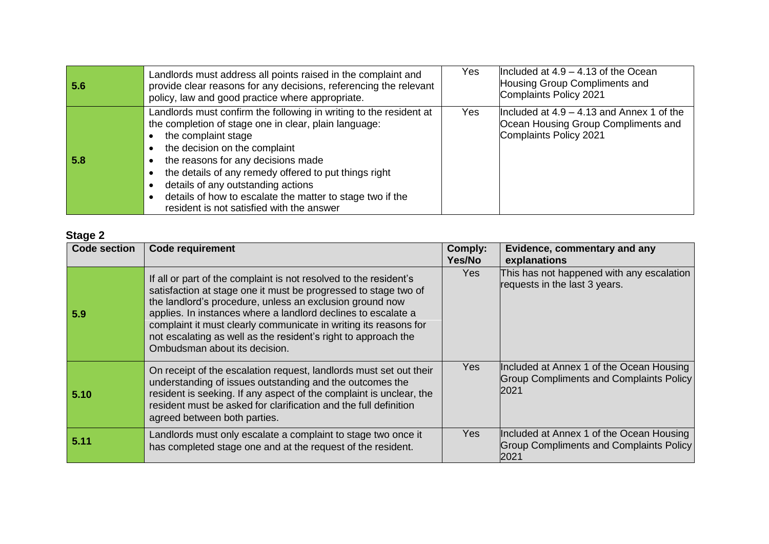| | | | |
|---|---|---|---|
| **5.6** | Landlords must address all points raised in the complaint and provide clear reasons for any decisions, referencing the relevant policy, law and good practice where appropriate. | Yes | Included at 4.9 – 4.13 of the Ocean Housing Group Compliments and Complaints Policy 2021 |
| **5.8** | Landlords must confirm the following in writing to the resident at the completion of stage one in clear, plain language:<br>• the complaint stage<br>• the decision on the complaint<br>• the reasons for any decisions made<br>• the details of any remedy offered to put things right<br>• details of any outstanding actions<br>• details of how to escalate the matter to stage two if the resident is not satisfied with the answer | Yes | Included at 4.9 – 4.13 and Annex 1 of the Ocean Housing Group Compliments and Complaints Policy 2021 |

## Stage 2

| Code section | Code requirement | Comply: Yes/No | Evidence, commentary and any explanations |
|---|---|---|---|
| **5.9** | If all or part of the complaint is not resolved to the resident's satisfaction at stage one it must be progressed to stage two of the landlord's procedure, unless an exclusion ground now applies. In instances where a landlord declines to escalate a complaint it must clearly communicate in writing its reasons for not escalating as well as the resident's right to approach the Ombudsman about its decision. | Yes | This has not happened with any escalation requests in the last 3 years. |
| **5.10** | On receipt of the escalation request, landlords must set out their understanding of issues outstanding and the outcomes the resident is seeking. If any aspect of the complaint is unclear, the resident must be asked for clarification and the full definition agreed between both parties. | Yes | Included at Annex 1 of the Ocean Housing Group Compliments and Complaints Policy 2021 |
| **5.11** | Landlords must only escalate a complaint to stage two once it has completed stage one and at the request of the resident. | Yes | Included at Annex 1 of the Ocean Housing Group Compliments and Complaints Policy 2021 |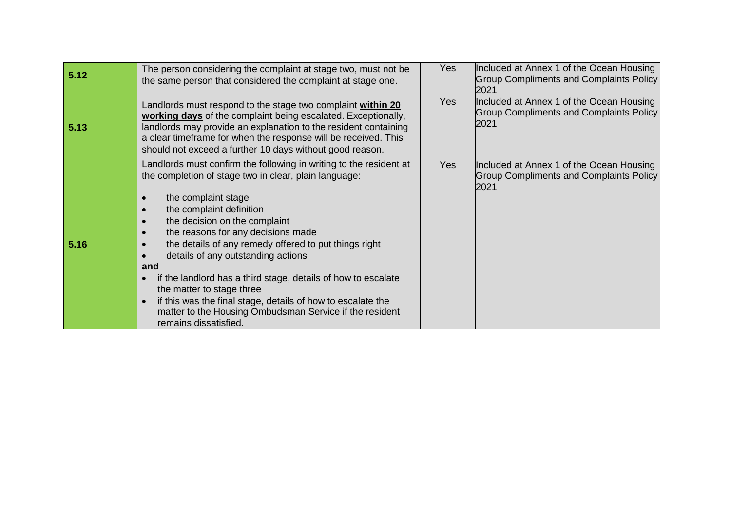| | | | |
|---|---|---|---|
| **5.12** | The person considering the complaint at stage two, must not be the same person that considered the complaint at stage one. | Yes | Included at Annex 1 of the Ocean Housing Group Compliments and Complaints Policy 2021 |
| **5.13** | Landlords must respond to the stage two complaint **within 20 working days** of the complaint being escalated. Exceptionally, landlords may provide an explanation to the resident containing a clear timeframe for when the response will be received. This should not exceed a further 10 days without good reason. | Yes | Included at Annex 1 of the Ocean Housing Group Compliments and Complaints Policy 2021 |
| **5.16** | Landlords must confirm the following in writing to the resident at the completion of stage two in clear, plain language:<br><br>• the complaint stage<br>• the complaint definition<br>• the decision on the complaint<br>• the reasons for any decisions made<br>• the details of any remedy offered to put things right<br>• details of any outstanding actions<br>**and**<br>• if the landlord has a third stage, details of how to escalate the matter to stage three<br>• if this was the final stage, details of how to escalate the matter to the Housing Ombudsman Service if the resident remains dissatisfied. | Yes | Included at Annex 1 of the Ocean Housing Group Compliments and Complaints Policy 2021 |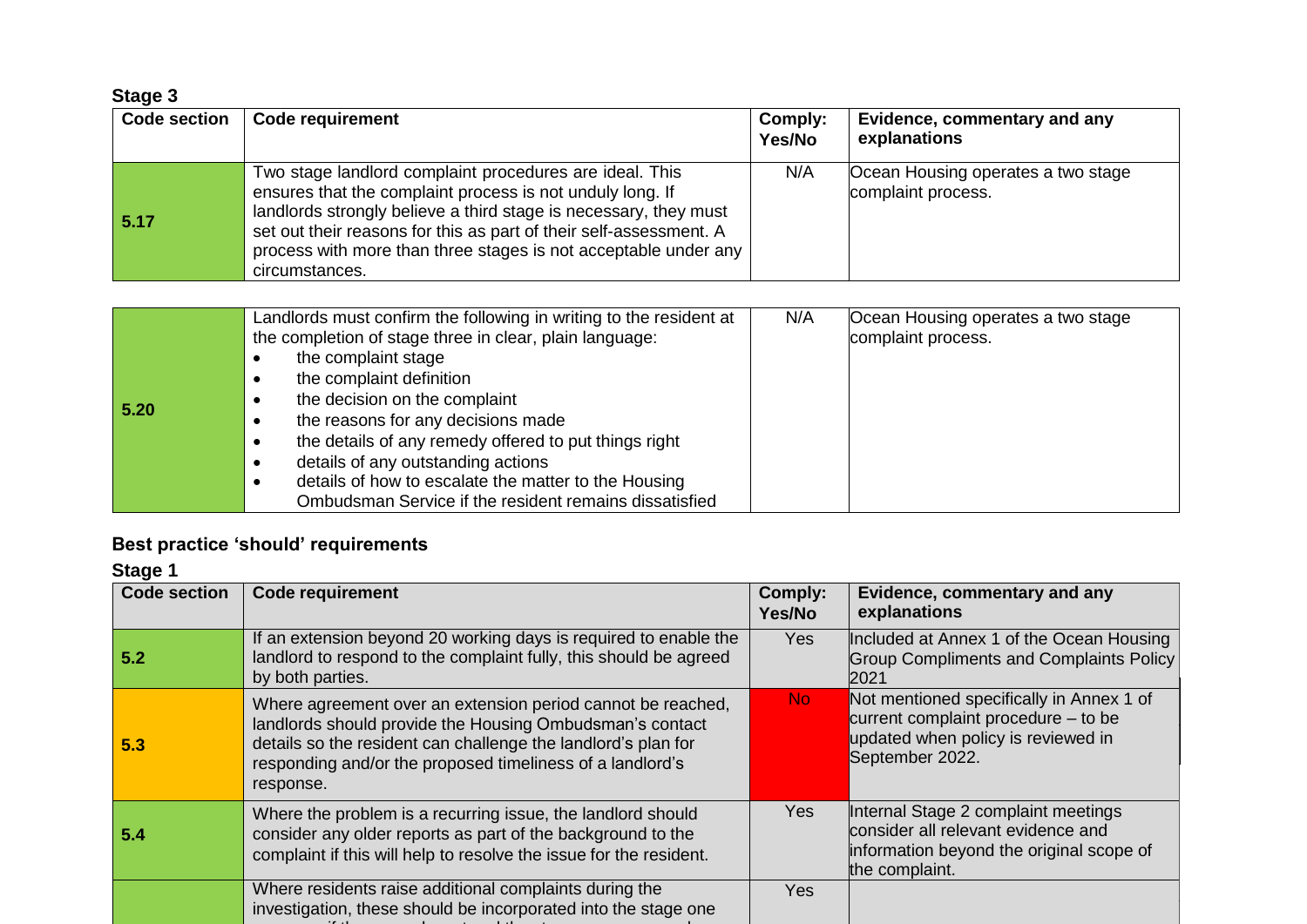**Stage 3**

| Code section | Code requirement | Comply: Yes/No | Evidence, commentary and any explanations |
|---|---|---|---|
| 5.17 | Two stage landlord complaint procedures are ideal. This ensures that the complaint process is not unduly long. If landlords strongly believe a third stage is necessary, they must set out their reasons for this as part of their self-assessment. A process with more than three stages is not acceptable under any circumstances. | N/A | Ocean Housing operates a two stage complaint process. |
| 5.20 | Landlords must confirm the following in writing to the resident at the completion of stage three in clear, plain language:<br>• the complaint stage<br>• the complaint definition<br>• the decision on the complaint<br>• the reasons for any decisions made<br>• the details of any remedy offered to put things right<br>• details of any outstanding actions<br>• details of how to escalate the matter to the Housing Ombudsman Service if the resident remains dissatisfied | N/A | Ocean Housing operates a two stage complaint process. |

**Best practice 'should' requirements**

**Stage 1**

| Code section | Code requirement | Comply: Yes/No | Evidence, commentary and any explanations |
|---|---|---|---|
| 5.2 | If an extension beyond 20 working days is required to enable the landlord to respond to the complaint fully, this should be agreed by both parties. | Yes | Included at Annex 1 of the Ocean Housing Group Compliments and Complaints Policy 2021 |
| 5.3 | Where agreement over an extension period cannot be reached, landlords should provide the Housing Ombudsman's contact details so the resident can challenge the landlord's plan for responding and/or the proposed timeliness of a landlord's response. | No | Not mentioned specifically in Annex 1 of current complaint procedure – to be updated when policy is reviewed in September 2022. |
| 5.4 | Where the problem is a recurring issue, the landlord should consider any older reports as part of the background to the complaint if this will help to resolve the issue for the resident. | Yes | Internal Stage 2 complaint meetings consider all relevant evidence and information beyond the original scope of the complaint. |
| | Where residents raise additional complaints during the investigation, these should be incorporated into the stage one | Yes | |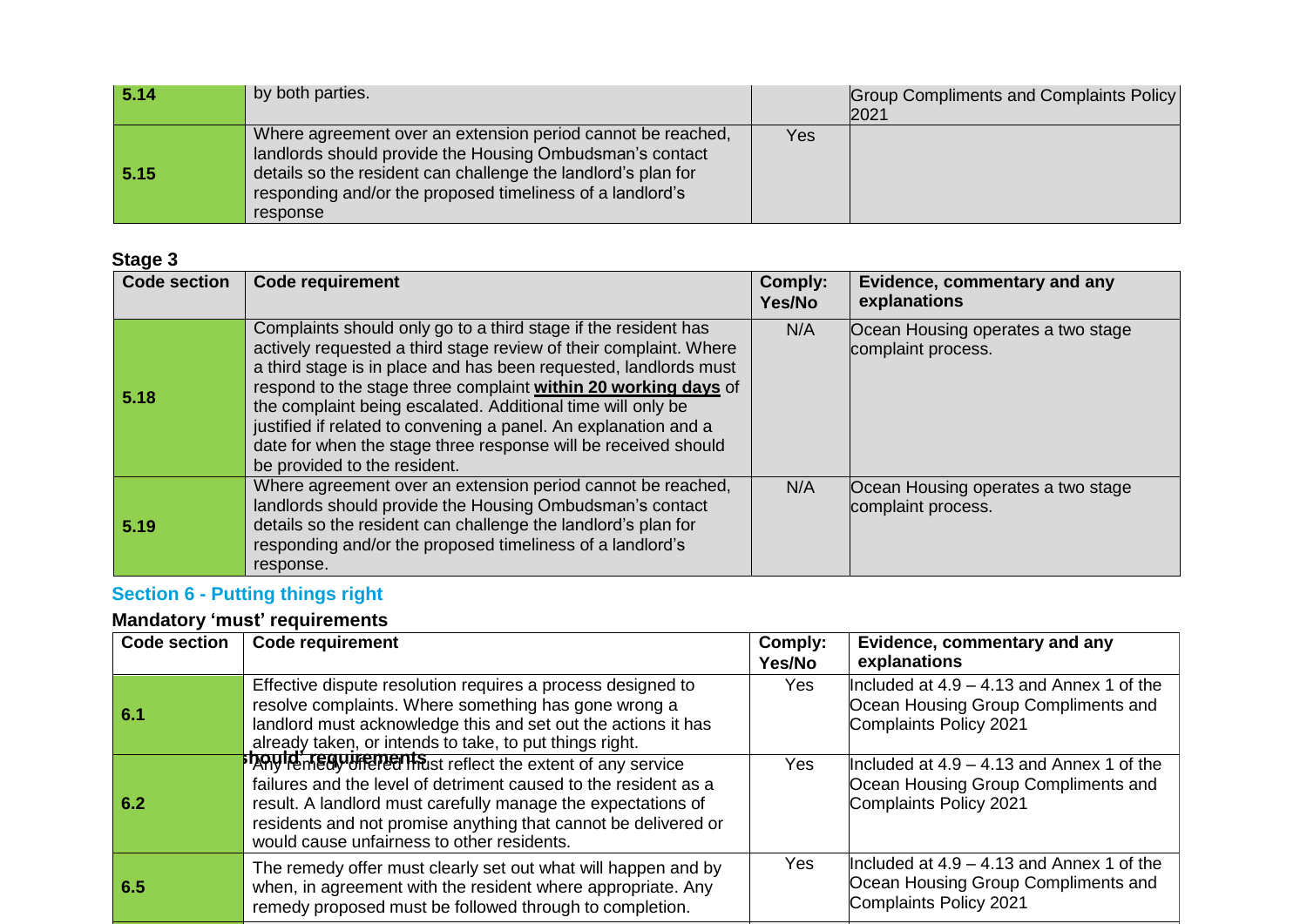| 5.14 | by both parties. | | Group Compliments and Complaints Policy 2021 |
|---|---|---|---|
| 5.15 | Where agreement over an extension period cannot be reached, landlords should provide the Housing Ombudsman's contact details so the resident can challenge the landlord's plan for responding and/or the proposed timeliness of a landlord's response | Yes | |

**Stage 3**

| Code section | Code requirement | Comply: Yes/No | Evidence, commentary and any explanations |
|---|---|---|---|
| 5.18 | Complaints should only go to a third stage if the resident has actively requested a third stage review of their complaint. Where a third stage is in place and has been requested, landlords must respond to the stage three complaint **within 20 working days** of the complaint being escalated. Additional time will only be justified if related to convening a panel. An explanation and a date for when the stage three response will be received should be provided to the resident. | N/A | Ocean Housing operates a two stage complaint process. |
| 5.19 | Where agreement over an extension period cannot be reached, landlords should provide the Housing Ombudsman's contact details so the resident can challenge the landlord's plan for responding and/or the proposed timeliness of a landlord's response. | N/A | Ocean Housing operates a two stage complaint process. |

## Section 6 - Putting things right

### Mandatory 'must' requirements

| Code section | Code requirement | Comply: Yes/No | Evidence, commentary and any explanations |
|---|---|---|---|
| 6.1 | Effective dispute resolution requires a process designed to resolve complaints. Where something has gone wrong a landlord must acknowledge this and set out the actions it has already taken, or intends to take, to put things right. | Yes | Included at 4.9 – 4.13 and Annex 1 of the Ocean Housing Group Compliments and Complaints Policy 2021 |
| 6.2 | Any remedy offered must reflect the extent of any service failures and the level of detriment caused to the resident as a result. A landlord must carefully manage the expectations of residents and not promise anything that cannot be delivered or would cause unfairness to other residents. | Yes | Included at 4.9 – 4.13 and Annex 1 of the Ocean Housing Group Compliments and Complaints Policy 2021 |
| 6.5 | The remedy offer must clearly set out what will happen and by when, in agreement with the resident where appropriate. Any remedy proposed must be followed through to completion. | Yes | Included at 4.9 – 4.13 and Annex 1 of the Ocean Housing Group Compliments and Complaints Policy 2021 |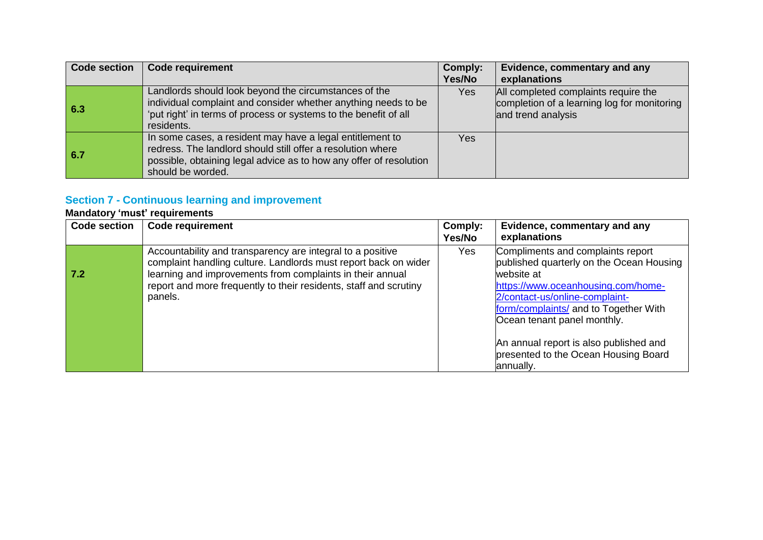| Code section | Code requirement | Comply: Yes/No | Evidence, commentary and any explanations |
| --- | --- | --- | --- |
| 6.3 | Landlords should look beyond the circumstances of the individual complaint and consider whether anything needs to be 'put right' in terms of process or systems to the benefit of all residents. | Yes | All completed complaints require the completion of a learning log for monitoring and trend analysis |
| 6.7 | In some cases, a resident may have a legal entitlement to redress. The landlord should still offer a resolution where possible, obtaining legal advice as to how any offer of resolution should be worded. | Yes | |

## Section 7 - Continuous learning and improvement

**Mandatory 'must' requirements**

| Code section | Code requirement | Comply: Yes/No | Evidence, commentary and any explanations |
| --- | --- | --- | --- |
| 7.2 | Accountability and transparency are integral to a positive complaint handling culture. Landlords must report back on wider learning and improvements from complaints in their annual report and more frequently to their residents, staff and scrutiny panels. | Yes | Compliments and complaints report published quarterly on the Ocean Housing website at https://www.oceanhousing.com/home-2/contact-us/online-complaint-form/complaints/ and to Together With Ocean tenant panel monthly.<br><br>An annual report is also published and presented to the Ocean Housing Board annually. |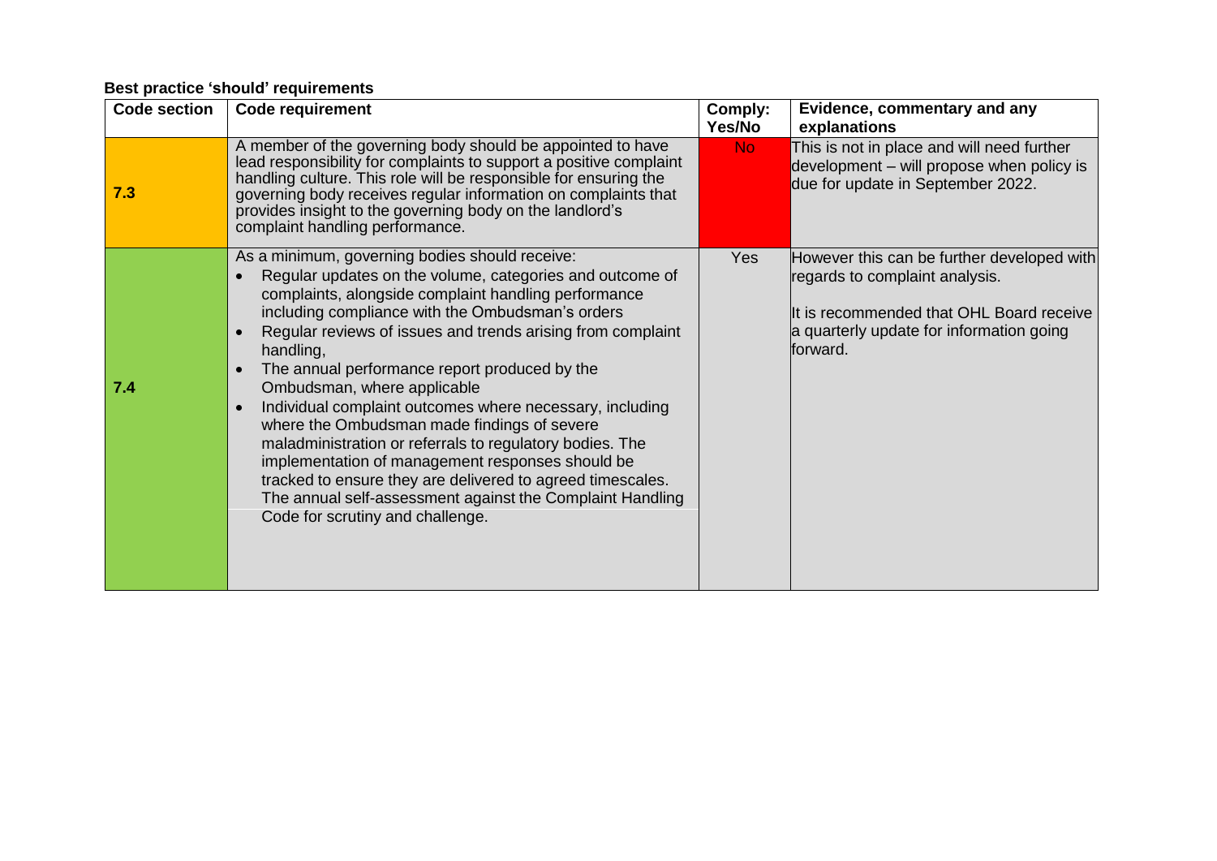**Best practice 'should' requirements**

| Code section | Code requirement | Comply: Yes/No | Evidence, commentary and any explanations |
|---|---|---|---|
| 7.3 | A member of the governing body should be appointed to have lead responsibility for complaints to support a positive complaint handling culture. This role will be responsible for ensuring the governing body receives regular information on complaints that provides insight to the governing body on the landlord's complaint handling performance. | No | This is not in place and will need further development – will propose when policy is due for update in September 2022. |
| 7.4 | As a minimum, governing bodies should receive:<br>• Regular updates on the volume, categories and outcome of complaints, alongside complaint handling performance including compliance with the Ombudsman's orders<br>• Regular reviews of issues and trends arising from complaint handling,<br>• The annual performance report produced by the Ombudsman, where applicable<br>• Individual complaint outcomes where necessary, including where the Ombudsman made findings of severe maladministration or referrals to regulatory bodies. The implementation of management responses should be tracked to ensure they are delivered to agreed timescales. The annual self-assessment against the Complaint Handling Code for scrutiny and challenge. | Yes | However this can be further developed with regards to complaint analysis.<br><br>It is recommended that OHL Board receive a quarterly update for information going forward. |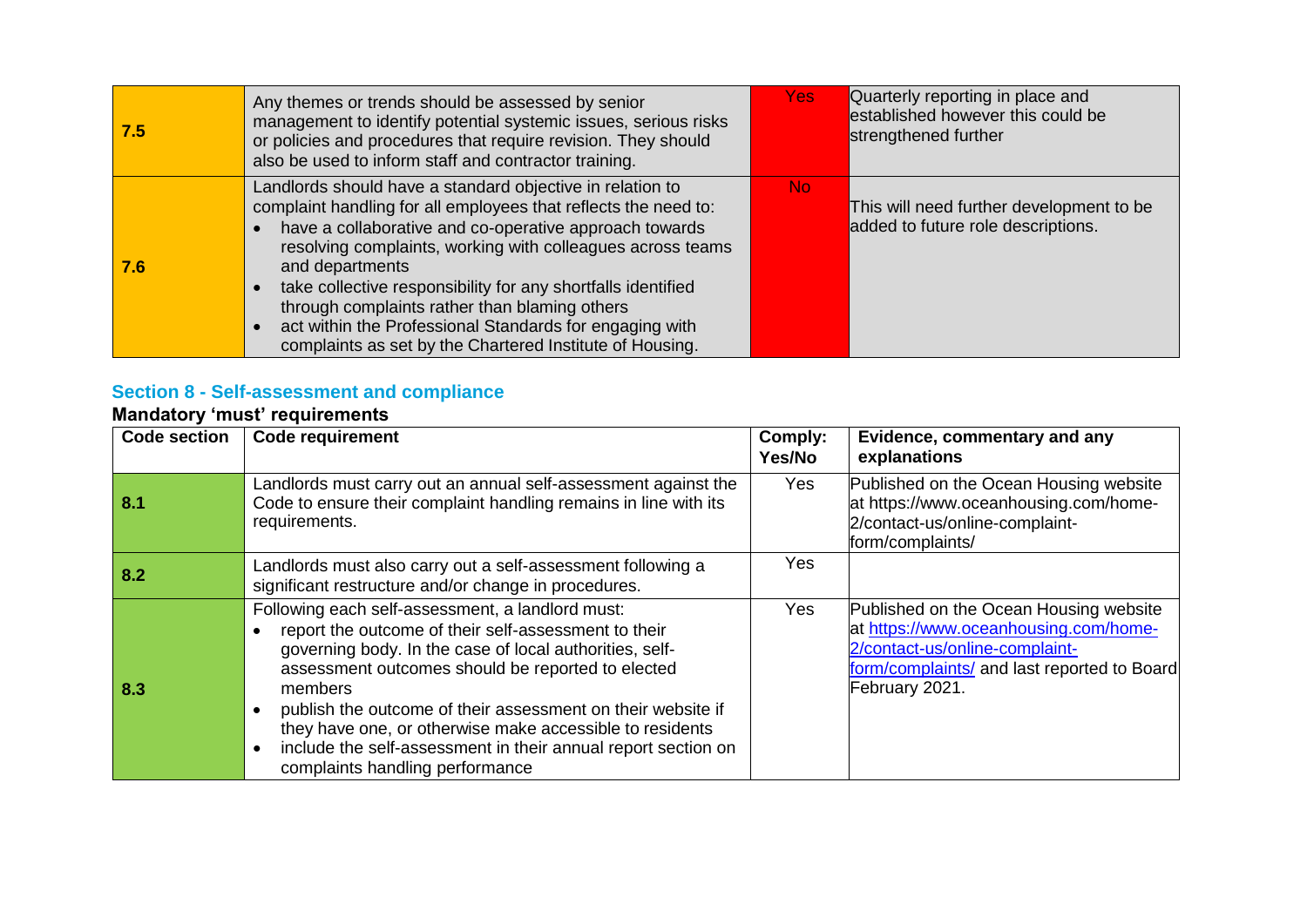| | | | |
|---|---|---|---|
| 7.5 | Any themes or trends should be assessed by senior management to identify potential systemic issues, serious risks or policies and procedures that require revision. They should also be used to inform staff and contractor training. | Yes | Quarterly reporting in place and established however this could be strengthened further |
| 7.6 | Landlords should have a standard objective in relation to complaint handling for all employees that reflects the need to: <br>• have a collaborative and co-operative approach towards resolving complaints, working with colleagues across teams and departments <br>• take collective responsibility for any shortfalls identified through complaints rather than blaming others <br>• act within the Professional Standards for engaging with complaints as set by the Chartered Institute of Housing. | No | This will need further development to be added to future role descriptions. |

## Section 8 - Self-assessment and compliance

### Mandatory 'must' requirements

| Code section | Code requirement | Comply: Yes/No | Evidence, commentary and any explanations |
|---|---|---|---|
| 8.1 | Landlords must carry out an annual self-assessment against the Code to ensure their complaint handling remains in line with its requirements. | Yes | Published on the Ocean Housing website at https://www.oceanhousing.com/home-2/contact-us/online-complaint-form/complaints/ |
| 8.2 | Landlords must also carry out a self-assessment following a significant restructure and/or change in procedures. | Yes | |
| 8.3 | Following each self-assessment, a landlord must: <br>• report the outcome of their self-assessment to their governing body. In the case of local authorities, self-assessment outcomes should be reported to elected members <br>• publish the outcome of their assessment on their website if they have one, or otherwise make accessible to residents <br>• include the self-assessment in their annual report section on complaints handling performance | Yes | Published on the Ocean Housing website at https://www.oceanhousing.com/home-2/contact-us/online-complaint-form/complaints/ and last reported to Board February 2021. |